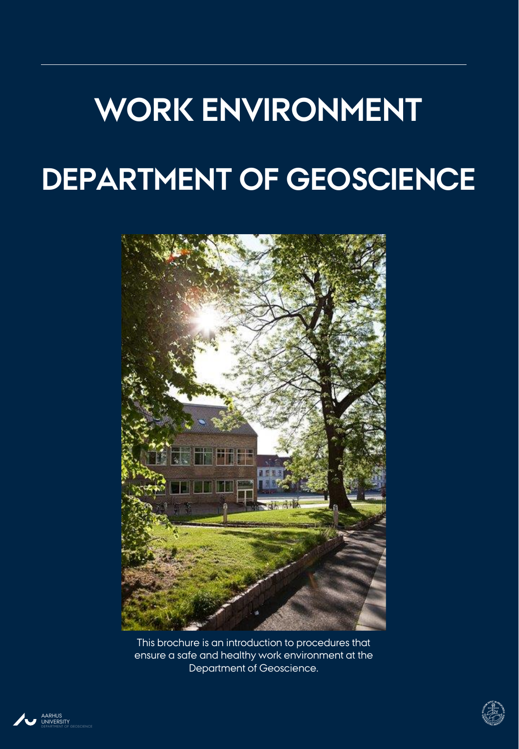# WORK ENVIRONMENT

# DEPARTMENT OF GEOSCIENCE

This brochure is an introduction to procedures that ensure a safe and healthy work environment at the Department of Geoscience.

AARHUS UNIVERSITY
DEPARTMENT OF GEOSCIENCE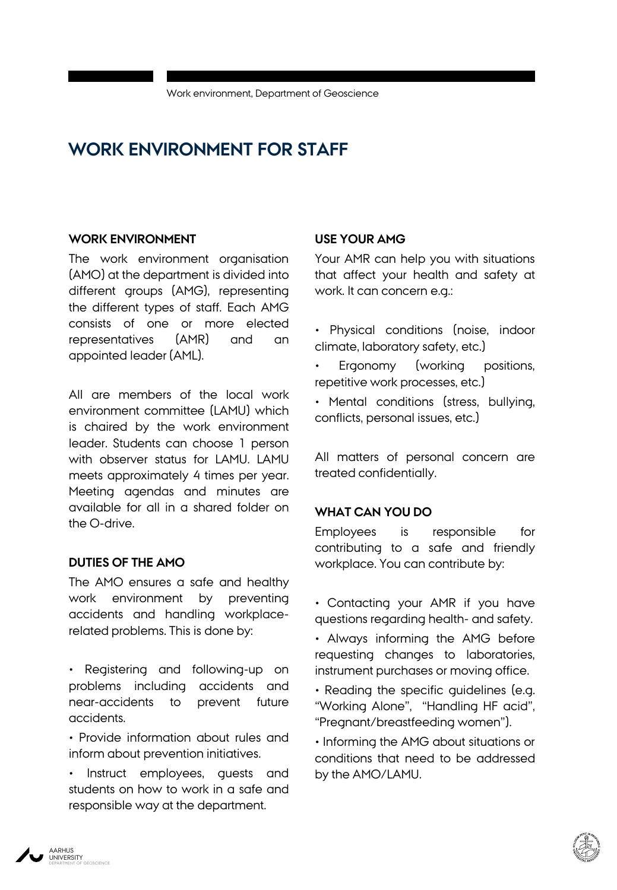# WORK ENVIRONMENT FOR STAFF

## WORK ENVIRONMENT

The work environment organisation (AMO) at the department is divided into different groups (AMG), representing the different types of staff. Each AMG consists of one or more elected representatives (AMR) and an appointed leader (AML).

All are members of the local work environment committee (LAMU) which is chaired by the work environment leader. Students can choose 1 person with observer status for LAMU. LAMU meets approximately 4 times per year. Meeting agendas and minutes are available for all in a shared folder on the O-drive.

## DUTIES OF THE AMO

The AMO ensures a safe and healthy work environment by preventing accidents and handling workplace-related problems. This is done by:

- Registering and following-up on problems including accidents and near-accidents to prevent future accidents.
- Provide information about rules and inform about prevention initiatives.
- Instruct employees, guests and students on how to work in a safe and responsible way at the department.

## USE YOUR AMG

Your AMR can help you with situations that affect your health and safety at work. It can concern e.g.:

- Physical conditions (noise, indoor climate, laboratory safety, etc.)
- Ergonomy (working positions, repetitive work processes, etc.)
- Mental conditions (stress, bullying, conflicts, personal issues, etc.)

All matters of personal concern are treated confidentially.

## WHAT CAN YOU DO

Employees is responsible for contributing to a safe and friendly workplace. You can contribute by:

- Contacting your AMR if you have questions regarding health- and safety.
- Always informing the AMG before requesting changes to laboratories, instrument purchases or moving office.
- Reading the specific guidelines (e.g. "Working Alone", "Handling HF acid", "Pregnant/breastfeeding women").
- Informing the AMG about situations or conditions that need to be addressed by the AMO/LAMU.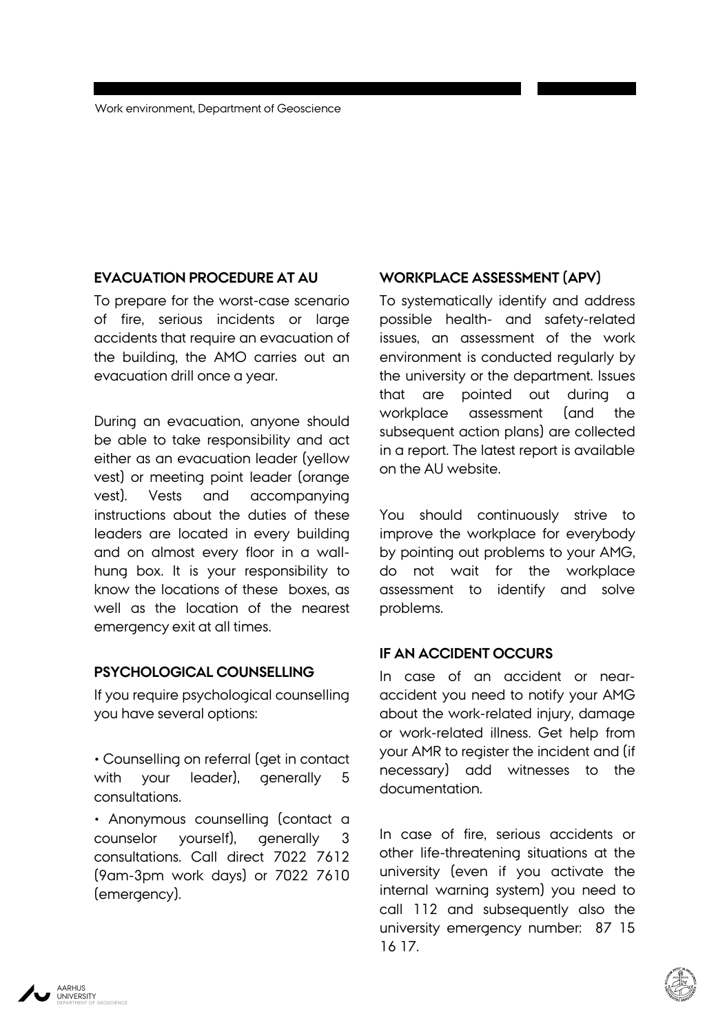## EVACUATION PROCEDURE AT AU

To prepare for the worst-case scenario of fire, serious incidents or large accidents that require an evacuation of the building, the AMO carries out an evacuation drill once a year.

During an evacuation, anyone should be able to take responsibility and act either as an evacuation leader (yellow vest) or meeting point leader (orange vest). Vests and accompanying instructions about the duties of these leaders are located in every building and on almost every floor in a wall-hung box. It is your responsibility to know the locations of these boxes, as well as the location of the nearest emergency exit at all times.

## PSYCHOLOGICAL COUNSELLING

If you require psychological counselling you have several options:

- Counselling on referral (get in contact with your leader), generally 5 consultations.
- Anonymous counselling (contact a counselor yourself), generally 3 consultations. Call direct 7022 7612 (9am-3pm work days) or 7022 7610 (emergency).

## WORKPLACE ASSESSMENT (APV)

To systematically identify and address possible health- and safety-related issues, an assessment of the work environment is conducted regularly by the university or the department. Issues that are pointed out during a workplace assessment (and the subsequent action plans) are collected in a report. The latest report is available on the AU website.

You should continuously strive to improve the workplace for everybody by pointing out problems to your AMG, do not wait for the workplace assessment to identify and solve problems.

## IF AN ACCIDENT OCCURS

In case of an accident or near-accident you need to notify your AMG about the work-related injury, damage or work-related illness. Get help from your AMR to register the incident and (if necessary) add witnesses to the documentation.

In case of fire, serious accidents or other life-threatening situations at the university (even if you activate the internal warning system) you need to call 112 and subsequently also the university emergency number: 87 15 16 17.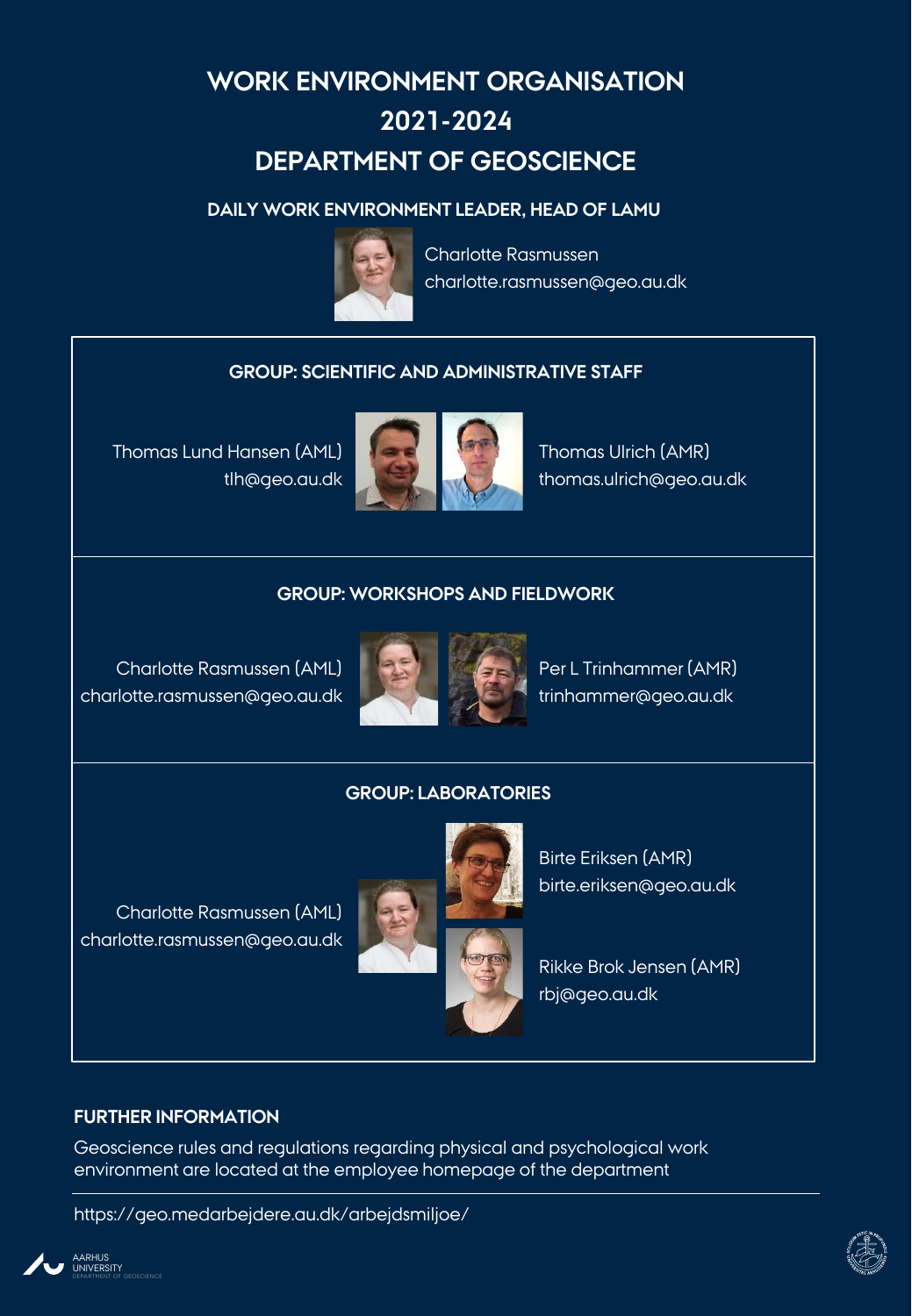# WORK ENVIRONMENT ORGANISATION 2021-2024 DEPARTMENT OF GEOSCIENCE

## DAILY WORK ENVIRONMENT LEADER, HEAD OF LAMU

Charlotte Rasmussen
charlotte.rasmussen@geo.au.dk

## GROUP: SCIENTIFIC AND ADMINISTRATIVE STAFF

Thomas Lund Hansen (AML)
tlh@geo.au.dk

Thomas Ulrich (AMR)
thomas.ulrich@geo.au.dk

## GROUP: WORKSHOPS AND FIELDWORK

Charlotte Rasmussen (AML)
charlotte.rasmussen@geo.au.dk

Per L Trinhammer (AMR)
trinhammer@geo.au.dk

## GROUP: LABORATORIES

Charlotte Rasmussen (AML)
charlotte.rasmussen@geo.au.dk

Birte Eriksen (AMR)
birte.eriksen@geo.au.dk

Rikke Brok Jensen (AMR)
rbj@geo.au.dk

## FURTHER INFORMATION

Geoscience rules and regulations regarding physical and psychological work environment are located at the employee homepage of the department

https://geo.medarbejdere.au.dk/arbejdsmiljoe/

AARHUS UNIVERSITY
DEPARTMENT OF GEOSCIENCE